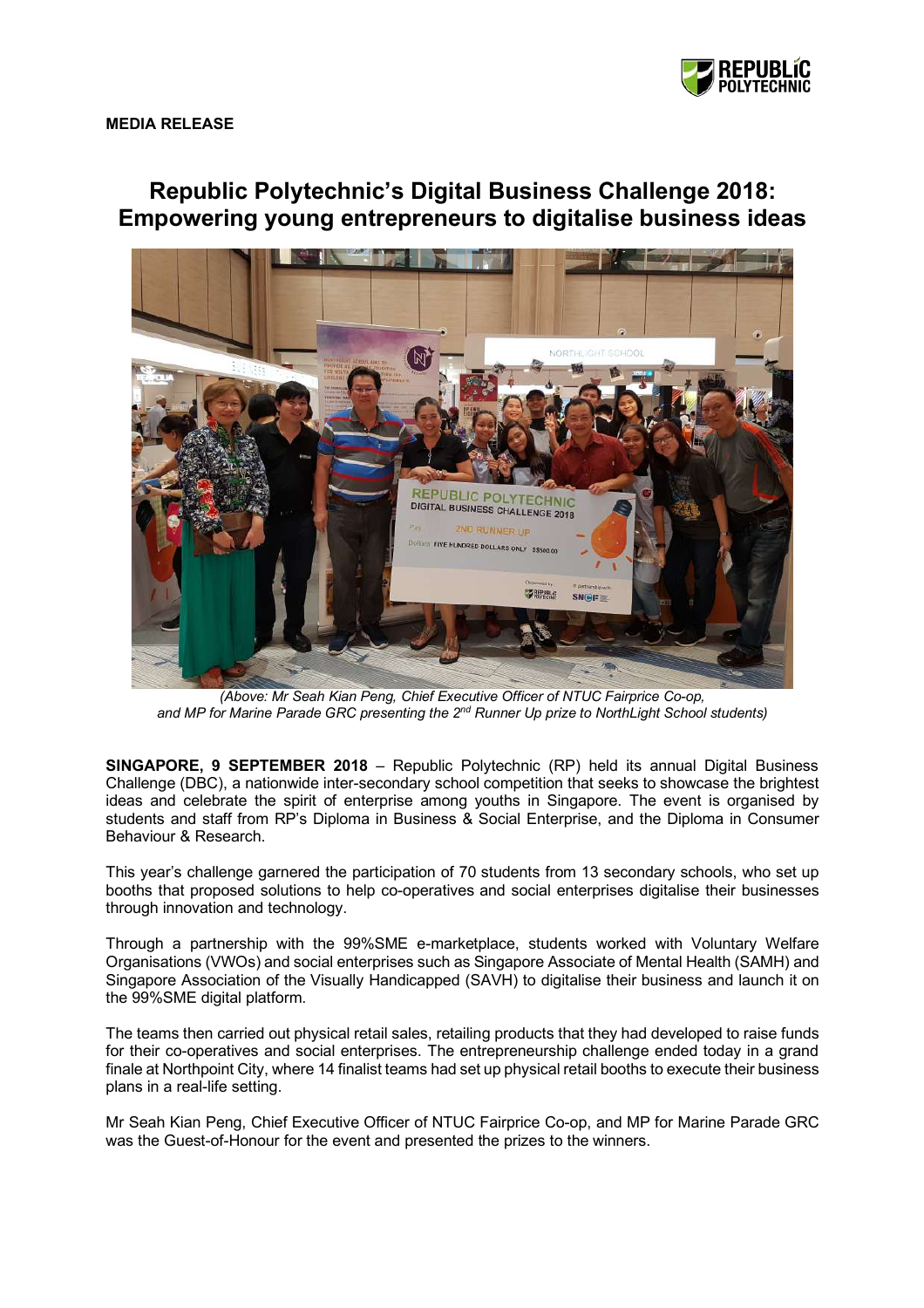**MEDIA RELEASE**

# Republic Polytechnic's Digital Business Challenge 2018: Empowering young entrepreneurs to digitalise business ideas

*(Above: Mr Seah Kian Peng, Chief Executive Officer of NTUC Fairprice Co-op, and MP for Marine Parade GRC presenting the 2nd Runner Up prize to NorthLight School students)*

**SINGAPORE, 9 SEPTEMBER 2018** – Republic Polytechnic (RP) held its annual Digital Business Challenge (DBC), a nationwide inter-secondary school competition that seeks to showcase the brightest ideas and celebrate the spirit of enterprise among youths in Singapore. The event is organised by students and staff from RP's Diploma in Business & Social Enterprise, and the Diploma in Consumer Behaviour & Research.

This year's challenge garnered the participation of 70 students from 13 secondary schools, who set up booths that proposed solutions to help co-operatives and social enterprises digitalise their businesses through innovation and technology.

Through a partnership with the 99%SME e-marketplace, students worked with Voluntary Welfare Organisations (VWOs) and social enterprises such as Singapore Associate of Mental Health (SAMH) and Singapore Association of the Visually Handicapped (SAVH) to digitalise their business and launch it on the 99%SME digital platform.

The teams then carried out physical retail sales, retailing products that they had developed to raise funds for their co-operatives and social enterprises. The entrepreneurship challenge ended today in a grand finale at Northpoint City, where 14 finalist teams had set up physical retail booths to execute their business plans in a real-life setting.

Mr Seah Kian Peng, Chief Executive Officer of NTUC Fairprice Co-op, and MP for Marine Parade GRC was the Guest-of-Honour for the event and presented the prizes to the winners.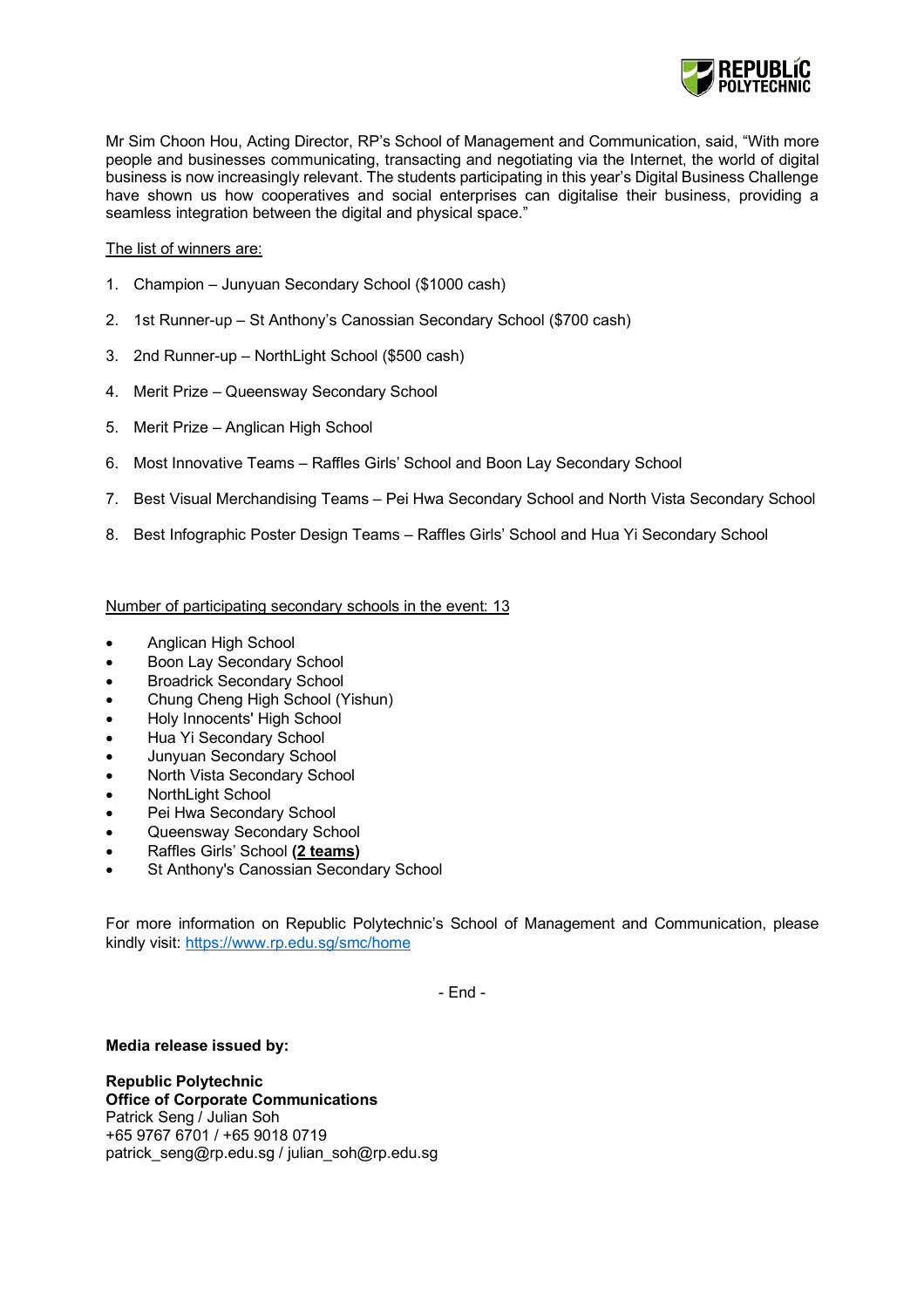Mr Sim Choon Hou, Acting Director, RP's School of Management and Communication, said, "With more people and businesses communicating, transacting and negotiating via the Internet, the world of digital business is now increasingly relevant. The students participating in this year's Digital Business Challenge have shown us how cooperatives and social enterprises can digitalise their business, providing a seamless integration between the digital and physical space."

<u>The list of winners are:</u>

1. Champion – Junyuan Secondary School ($1000 cash)
2. 1st Runner-up – St Anthony's Canossian Secondary School ($700 cash)
3. 2nd Runner-up – NorthLight School ($500 cash)
4. Merit Prize – Queensway Secondary School
5. Merit Prize – Anglican High School
6. Most Innovative Teams – Raffles Girls' School and Boon Lay Secondary School
7. Best Visual Merchandising Teams – Pei Hwa Secondary School and North Vista Secondary School
8. Best Infographic Poster Design Teams – Raffles Girls' School and Hua Yi Secondary School

<u>Number of participating secondary schools in the event: 13</u>

- Anglican High School
- Boon Lay Secondary School
- Broadrick Secondary School
- Chung Cheng High School (Yishun)
- Holy Innocents' High School
- Hua Yi Secondary School
- Junyuan Secondary School
- North Vista Secondary School
- NorthLight School
- Pei Hwa Secondary School
- Queensway Secondary School
- Raffles Girls' School **(<u>2 teams</u>)**
- St Anthony's Canossian Secondary School

For more information on Republic Polytechnic's School of Management and Communication, please kindly visit: https://www.rp.edu.sg/smc/home

- End -

**Media release issued by:**

**Republic Polytechnic**
**Office of Corporate Communications**
Patrick Seng / Julian Soh
+65 9767 6701 / +65 9018 0719
patrick_seng@rp.edu.sg / julian_soh@rp.edu.sg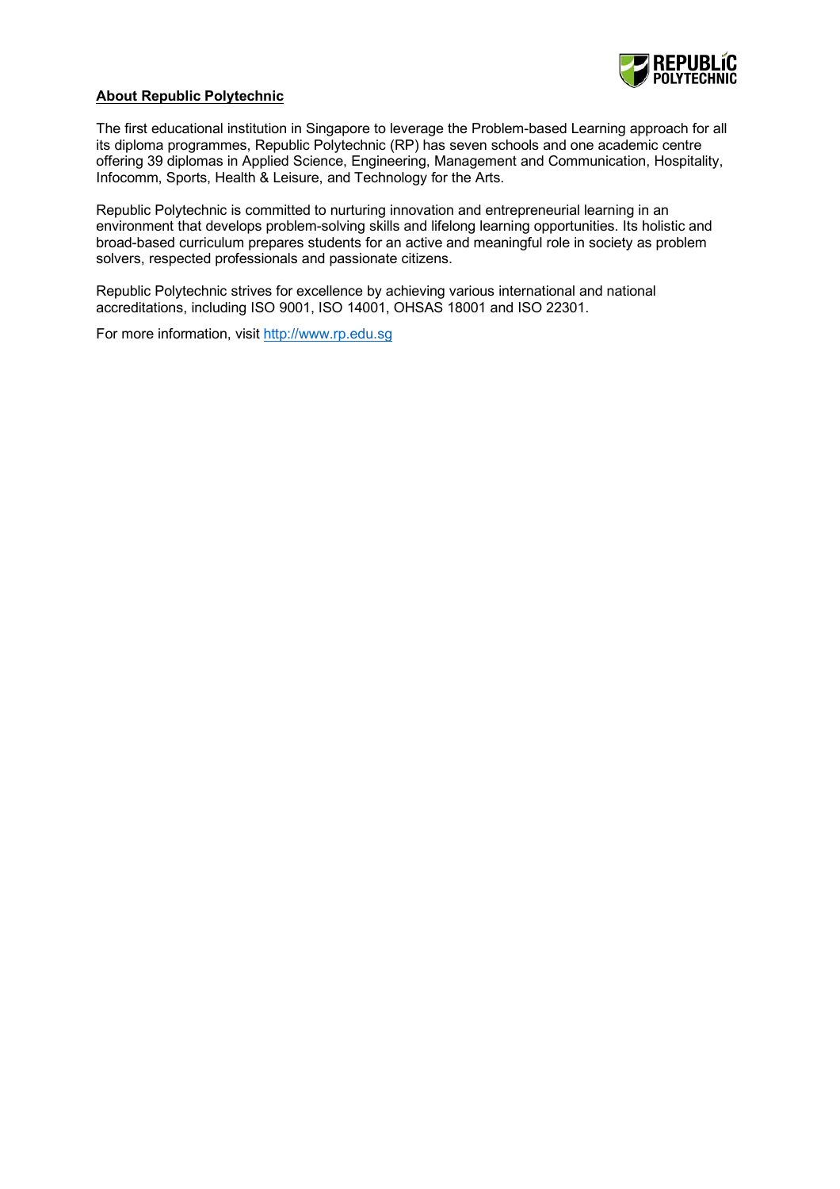**About Republic Polytechnic**

The first educational institution in Singapore to leverage the Problem-based Learning approach for all its diploma programmes, Republic Polytechnic (RP) has seven schools and one academic centre offering 39 diplomas in Applied Science, Engineering, Management and Communication, Hospitality, Infocomm, Sports, Health & Leisure, and Technology for the Arts.

Republic Polytechnic is committed to nurturing innovation and entrepreneurial learning in an environment that develops problem-solving skills and lifelong learning opportunities. Its holistic and broad-based curriculum prepares students for an active and meaningful role in society as problem solvers, respected professionals and passionate citizens.

Republic Polytechnic strives for excellence by achieving various international and national accreditations, including ISO 9001, ISO 14001, OHSAS 18001 and ISO 22301.

For more information, visit http://www.rp.edu.sg